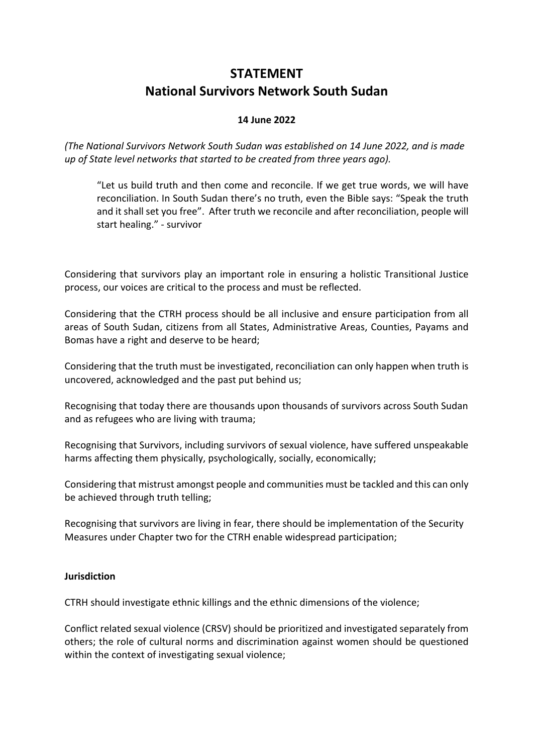# STATEMENT
# National Survivors Network South Sudan

**14 June 2022**

*(The National Survivors Network South Sudan was established on 14 June 2022, and is made up of State level networks that started to be created from three years ago).*

> "Let us build truth and then come and reconcile. If we get true words, we will have reconciliation. In South Sudan there's no truth, even the Bible says: "Speak the truth and it shall set you free". After truth we reconcile and after reconciliation, people will start healing." - survivor

Considering that survivors play an important role in ensuring a holistic Transitional Justice process, our voices are critical to the process and must be reflected.

Considering that the CTRH process should be all inclusive and ensure participation from all areas of South Sudan, citizens from all States, Administrative Areas, Counties, Payams and Bomas have a right and deserve to be heard;

Considering that the truth must be investigated, reconciliation can only happen when truth is uncovered, acknowledged and the past put behind us;

Recognising that today there are thousands upon thousands of survivors across South Sudan and as refugees who are living with trauma;

Recognising that Survivors, including survivors of sexual violence, have suffered unspeakable harms affecting them physically, psychologically, socially, economically;

Considering that mistrust amongst people and communities must be tackled and this can only be achieved through truth telling;

Recognising that survivors are living in fear, there should be implementation of the Security Measures under Chapter two for the CTRH enable widespread participation;

**Jurisdiction**

CTRH should investigate ethnic killings and the ethnic dimensions of the violence;

Conflict related sexual violence (CRSV) should be prioritized and investigated separately from others; the role of cultural norms and discrimination against women should be questioned within the context of investigating sexual violence;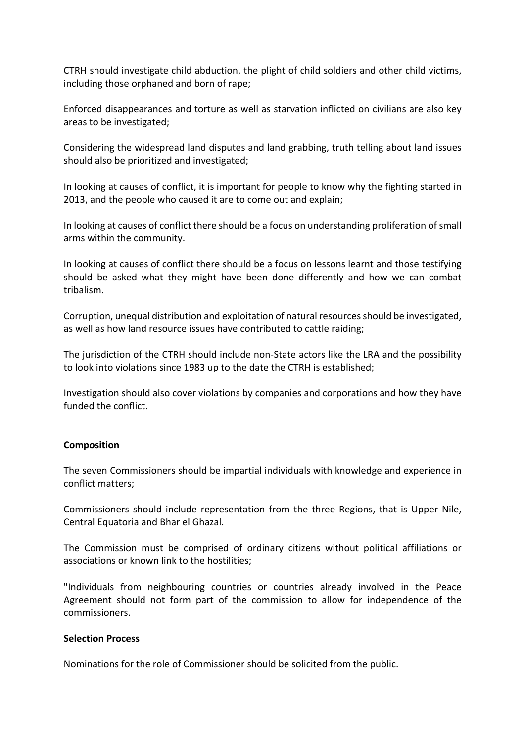CTRH should investigate child abduction, the plight of child soldiers and other child victims, including those orphaned and born of rape;

Enforced disappearances and torture as well as starvation inflicted on civilians are also key areas to be investigated;

Considering the widespread land disputes and land grabbing, truth telling about land issues should also be prioritized and investigated;

In looking at causes of conflict, it is important for people to know why the fighting started in 2013, and the people who caused it are to come out and explain;

In looking at causes of conflict there should be a focus on understanding proliferation of small arms within the community.

In looking at causes of conflict there should be a focus on lessons learnt and those testifying should be asked what they might have been done differently and how we can combat tribalism.

Corruption, unequal distribution and exploitation of natural resources should be investigated, as well as how land resource issues have contributed to cattle raiding;

The jurisdiction of the CTRH should include non-State actors like the LRA and the possibility to look into violations since 1983 up to the date the CTRH is established;

Investigation should also cover violations by companies and corporations and how they have funded the conflict.

**Composition**

The seven Commissioners should be impartial individuals with knowledge and experience in conflict matters;

Commissioners should include representation from the three Regions, that is Upper Nile, Central Equatoria and Bhar el Ghazal.

The Commission must be comprised of ordinary citizens without political affiliations or associations or known link to the hostilities;

"Individuals from neighbouring countries or countries already involved in the Peace Agreement should not form part of the commission to allow for independence of the commissioners.

**Selection Process**

Nominations for the role of Commissioner should be solicited from the public.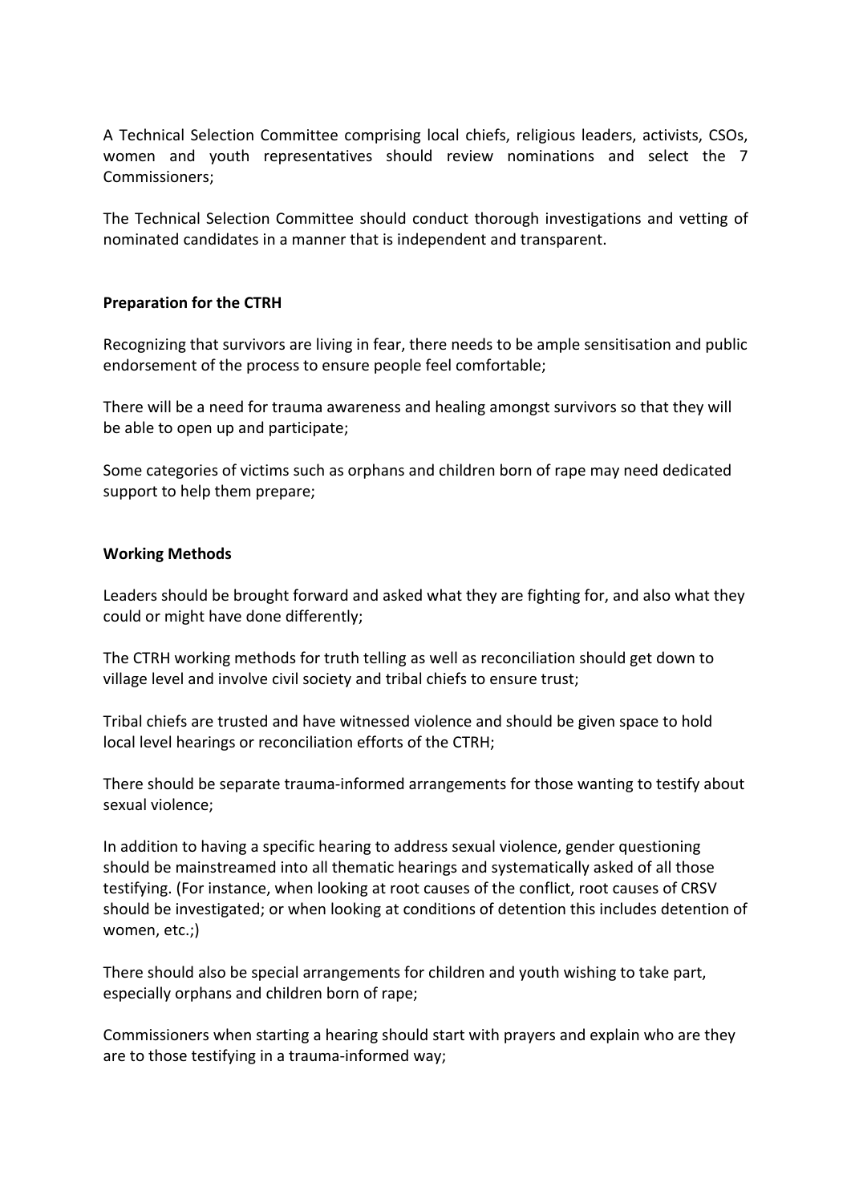A Technical Selection Committee comprising local chiefs, religious leaders, activists, CSOs, women and youth representatives should review nominations and select the 7 Commissioners;

The Technical Selection Committee should conduct thorough investigations and vetting of nominated candidates in a manner that is independent and transparent.

**Preparation for the CTRH**

Recognizing that survivors are living in fear, there needs to be ample sensitisation and public endorsement of the process to ensure people feel comfortable;

There will be a need for trauma awareness and healing amongst survivors so that they will be able to open up and participate;

Some categories of victims such as orphans and children born of rape may need dedicated support to help them prepare;

**Working Methods**

Leaders should be brought forward and asked what they are fighting for, and also what they could or might have done differently;

The CTRH working methods for truth telling as well as reconciliation should get down to village level and involve civil society and tribal chiefs to ensure trust;

Tribal chiefs are trusted and have witnessed violence and should be given space to hold local level hearings or reconciliation efforts of the CTRH;

There should be separate trauma-informed arrangements for those wanting to testify about sexual violence;

In addition to having a specific hearing to address sexual violence, gender questioning should be mainstreamed into all thematic hearings and systematically asked of all those testifying. (For instance, when looking at root causes of the conflict, root causes of CRSV should be investigated; or when looking at conditions of detention this includes detention of women, etc.;)

There should also be special arrangements for children and youth wishing to take part, especially orphans and children born of rape;

Commissioners when starting a hearing should start with prayers and explain who are they are to those testifying in a trauma-informed way;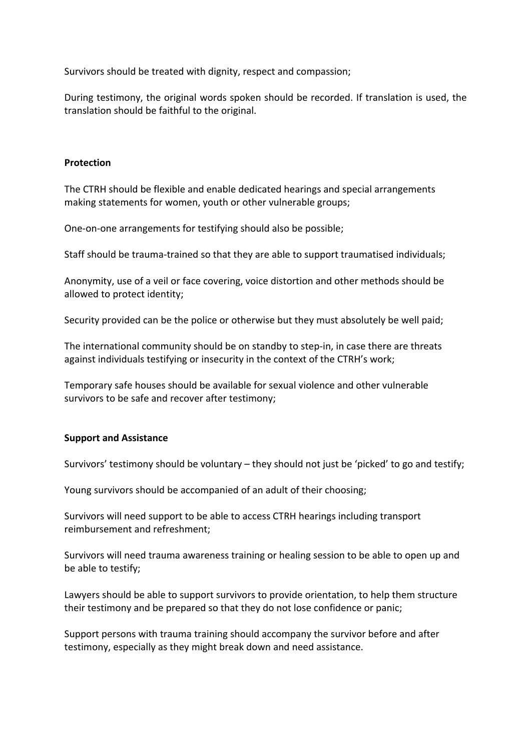Survivors should be treated with dignity, respect and compassion;

During testimony, the original words spoken should be recorded. If translation is used, the translation should be faithful to the original.

**Protection**

The CTRH should be flexible and enable dedicated hearings and special arrangements making statements for women, youth or other vulnerable groups;

One-on-one arrangements for testifying should also be possible;

Staff should be trauma-trained so that they are able to support traumatised individuals;

Anonymity, use of a veil or face covering, voice distortion and other methods should be allowed to protect identity;

Security provided can be the police or otherwise but they must absolutely be well paid;

The international community should be on standby to step-in, in case there are threats against individuals testifying or insecurity in the context of the CTRH's work;

Temporary safe houses should be available for sexual violence and other vulnerable survivors to be safe and recover after testimony;

**Support and Assistance**

Survivors' testimony should be voluntary – they should not just be 'picked' to go and testify;

Young survivors should be accompanied of an adult of their choosing;

Survivors will need support to be able to access CTRH hearings including transport reimbursement and refreshment;

Survivors will need trauma awareness training or healing session to be able to open up and be able to testify;

Lawyers should be able to support survivors to provide orientation, to help them structure their testimony and be prepared so that they do not lose confidence or panic;

Support persons with trauma training should accompany the survivor before and after testimony, especially as they might break down and need assistance.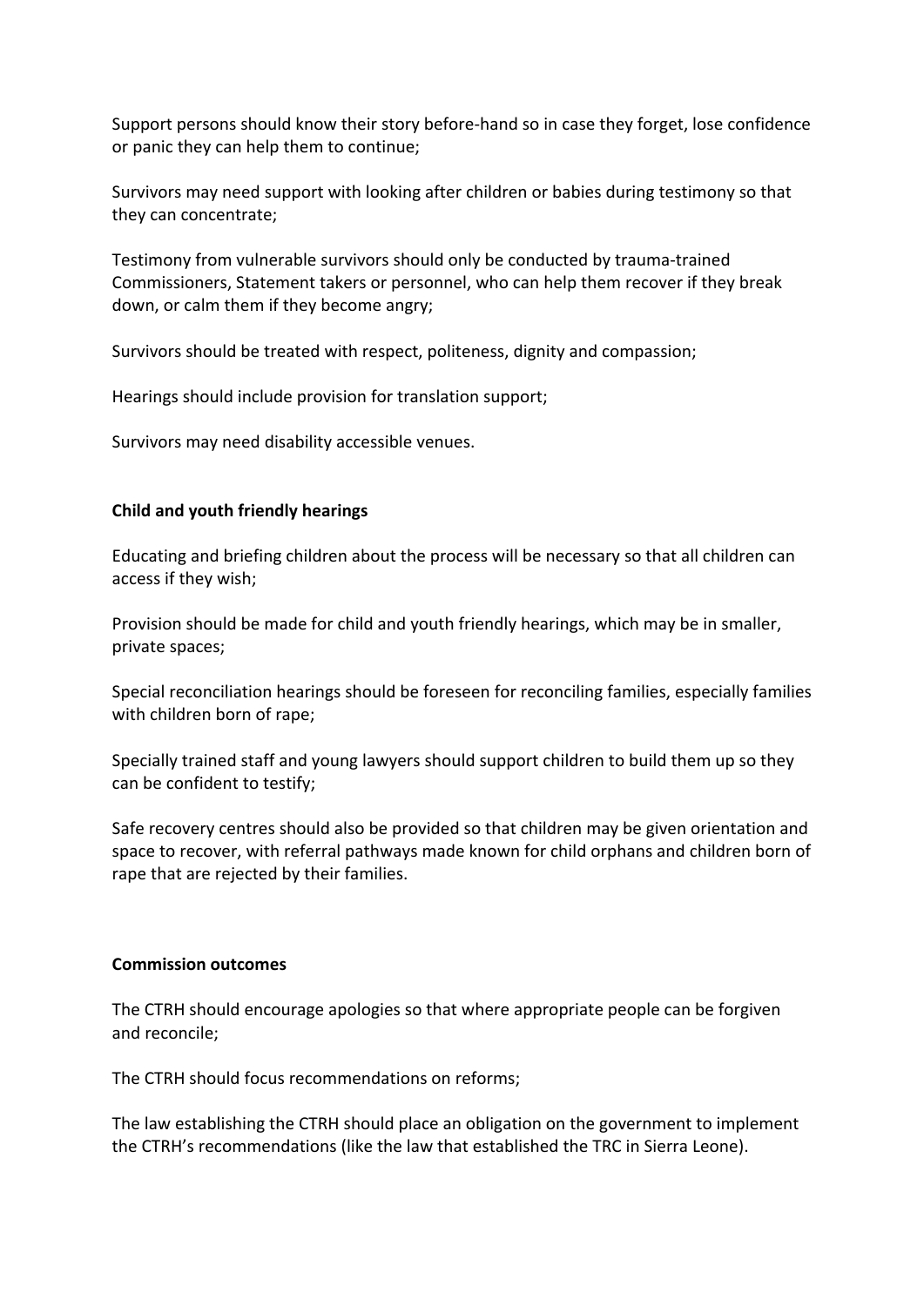Support persons should know their story before-hand so in case they forget, lose confidence or panic they can help them to continue;

Survivors may need support with looking after children or babies during testimony so that they can concentrate;

Testimony from vulnerable survivors should only be conducted by trauma-trained Commissioners, Statement takers or personnel, who can help them recover if they break down, or calm them if they become angry;

Survivors should be treated with respect, politeness, dignity and compassion;

Hearings should include provision for translation support;

Survivors may need disability accessible venues.

**Child and youth friendly hearings**

Educating and briefing children about the process will be necessary so that all children can access if they wish;

Provision should be made for child and youth friendly hearings, which may be in smaller, private spaces;

Special reconciliation hearings should be foreseen for reconciling families, especially families with children born of rape;

Specially trained staff and young lawyers should support children to build them up so they can be confident to testify;

Safe recovery centres should also be provided so that children may be given orientation and space to recover, with referral pathways made known for child orphans and children born of rape that are rejected by their families.

**Commission outcomes**

The CTRH should encourage apologies so that where appropriate people can be forgiven and reconcile;

The CTRH should focus recommendations on reforms;

The law establishing the CTRH should place an obligation on the government to implement the CTRH's recommendations (like the law that established the TRC in Sierra Leone).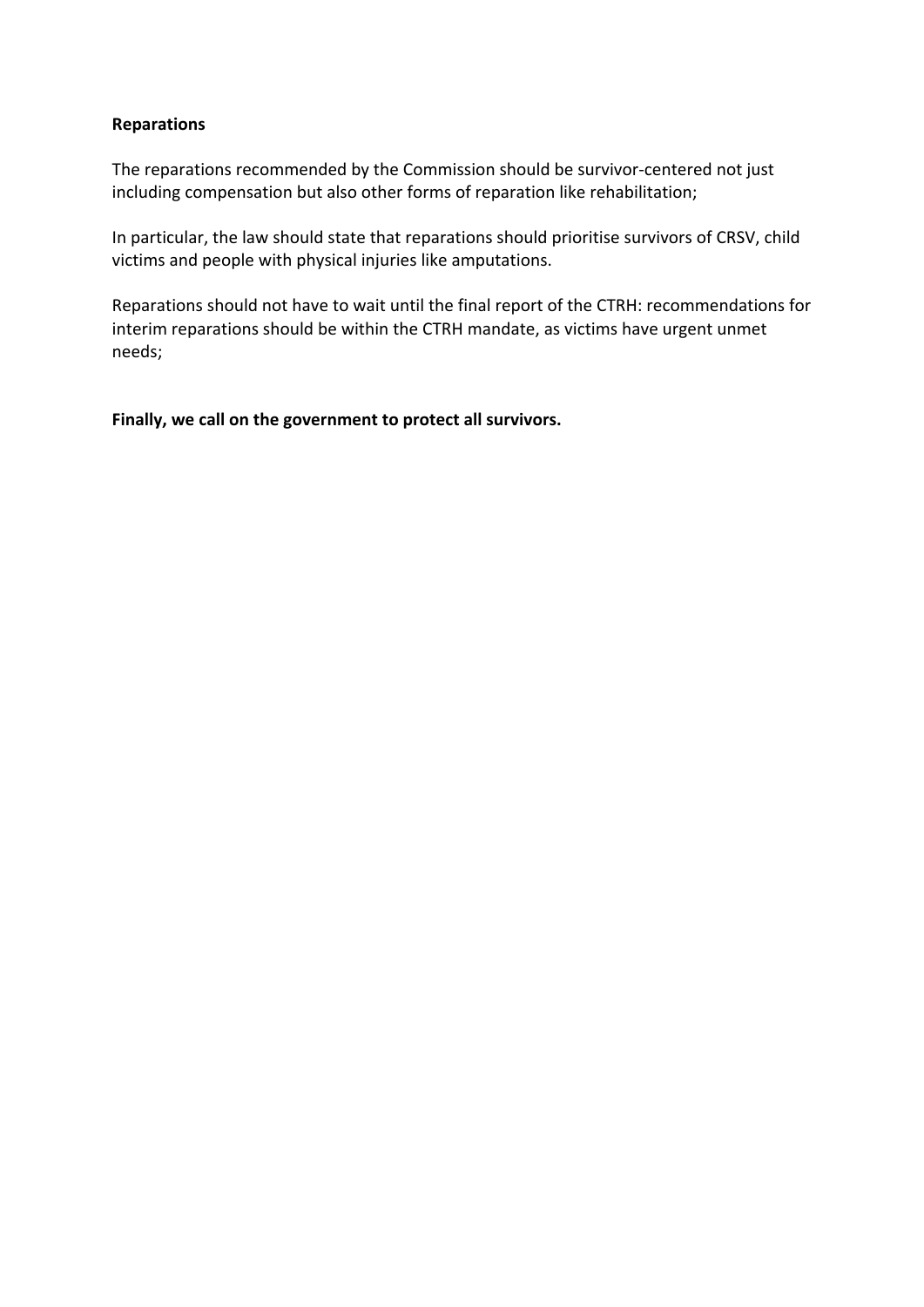**Reparations**

The reparations recommended by the Commission should be survivor-centered not just including compensation but also other forms of reparation like rehabilitation;

In particular, the law should state that reparations should prioritise survivors of CRSV, child victims and people with physical injuries like amputations.

Reparations should not have to wait until the final report of the CTRH: recommendations for interim reparations should be within the CTRH mandate, as victims have urgent unmet needs;

**Finally, we call on the government to protect all survivors.**